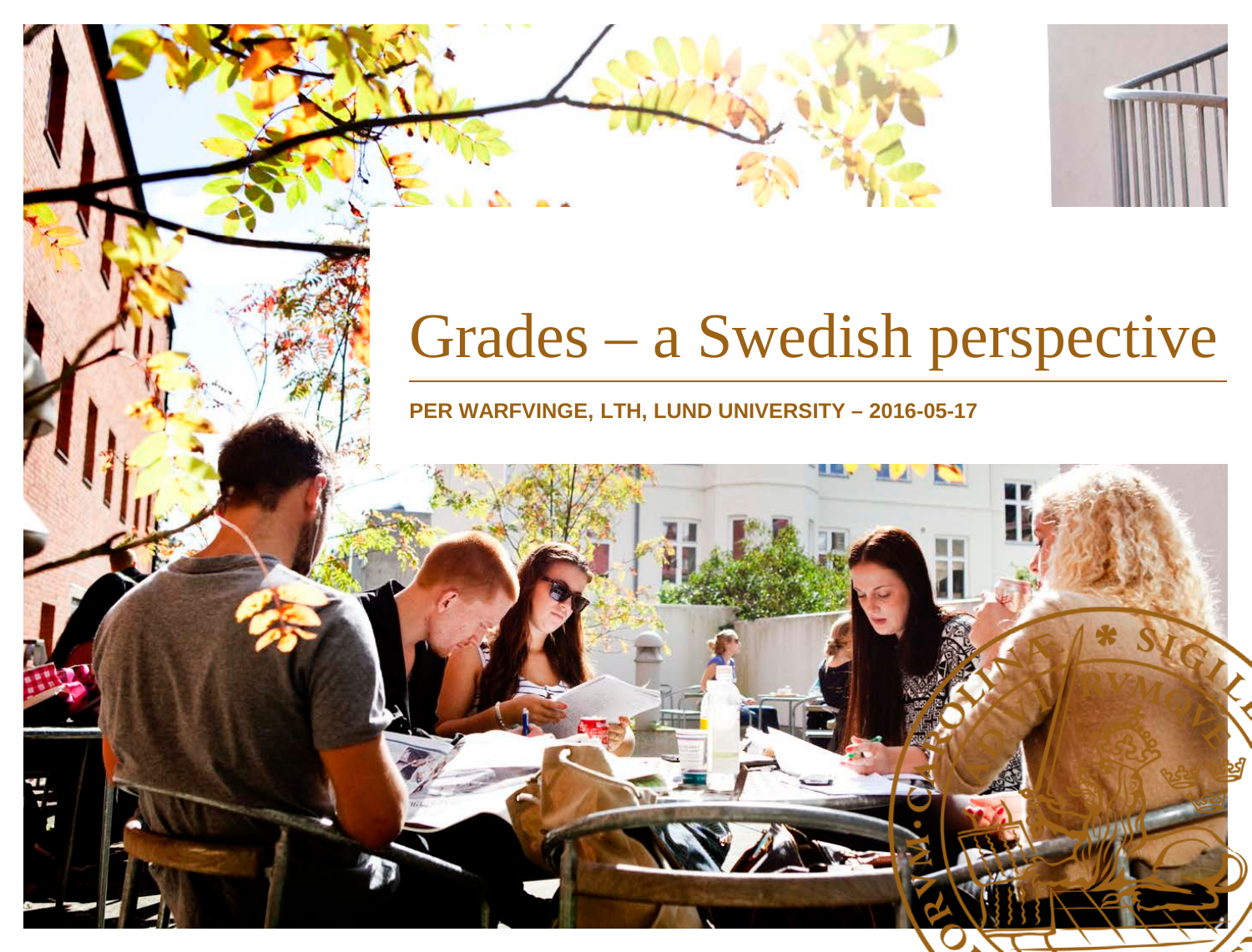# Grades – a Swedish perspective

**PER WARFVINGE, LTH, LUND UNIVERSITY – 2016-05-17**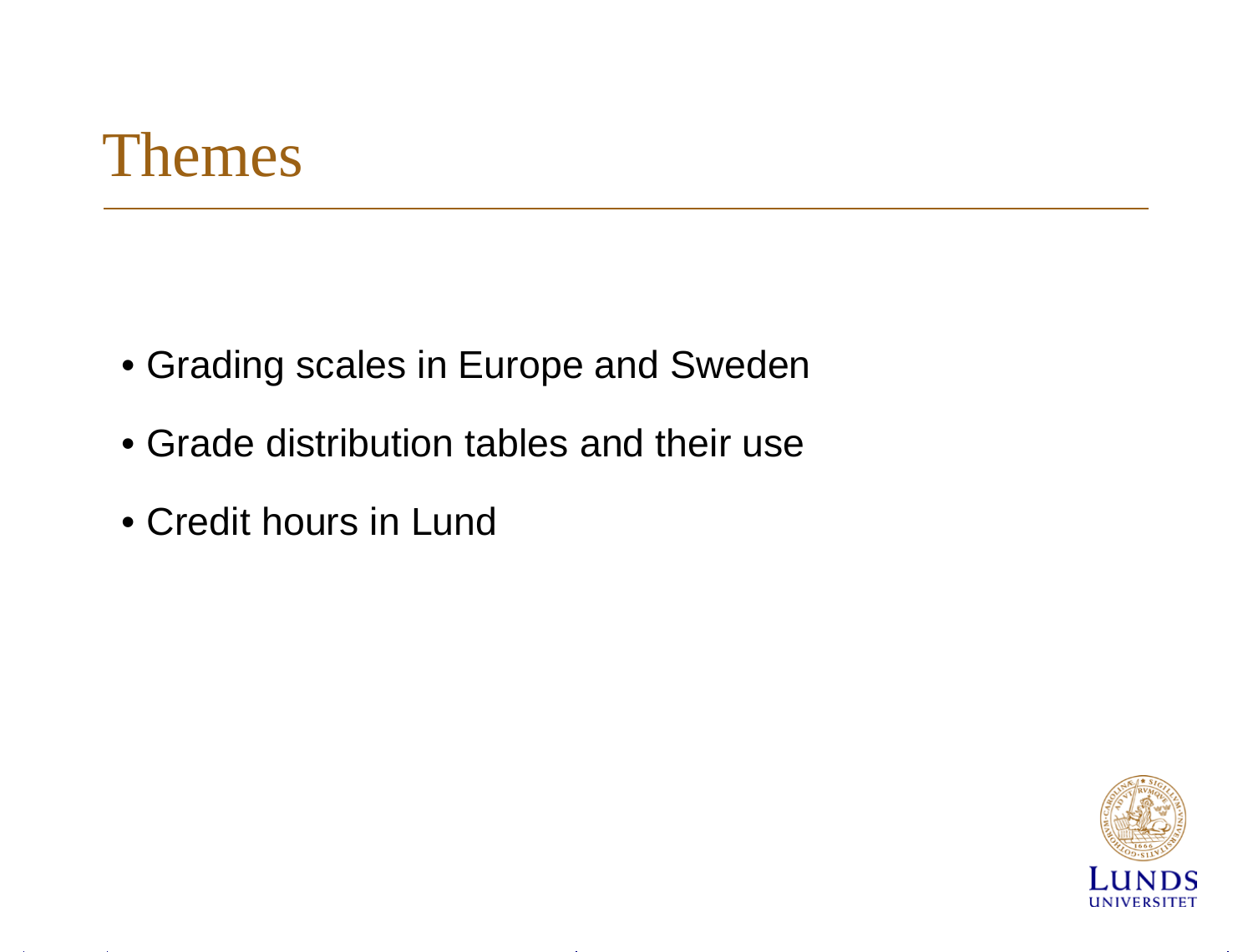# Themes

- Grading scales in Europe and Sweden
- Grade distribution tables and their use
- Credit hours in Lund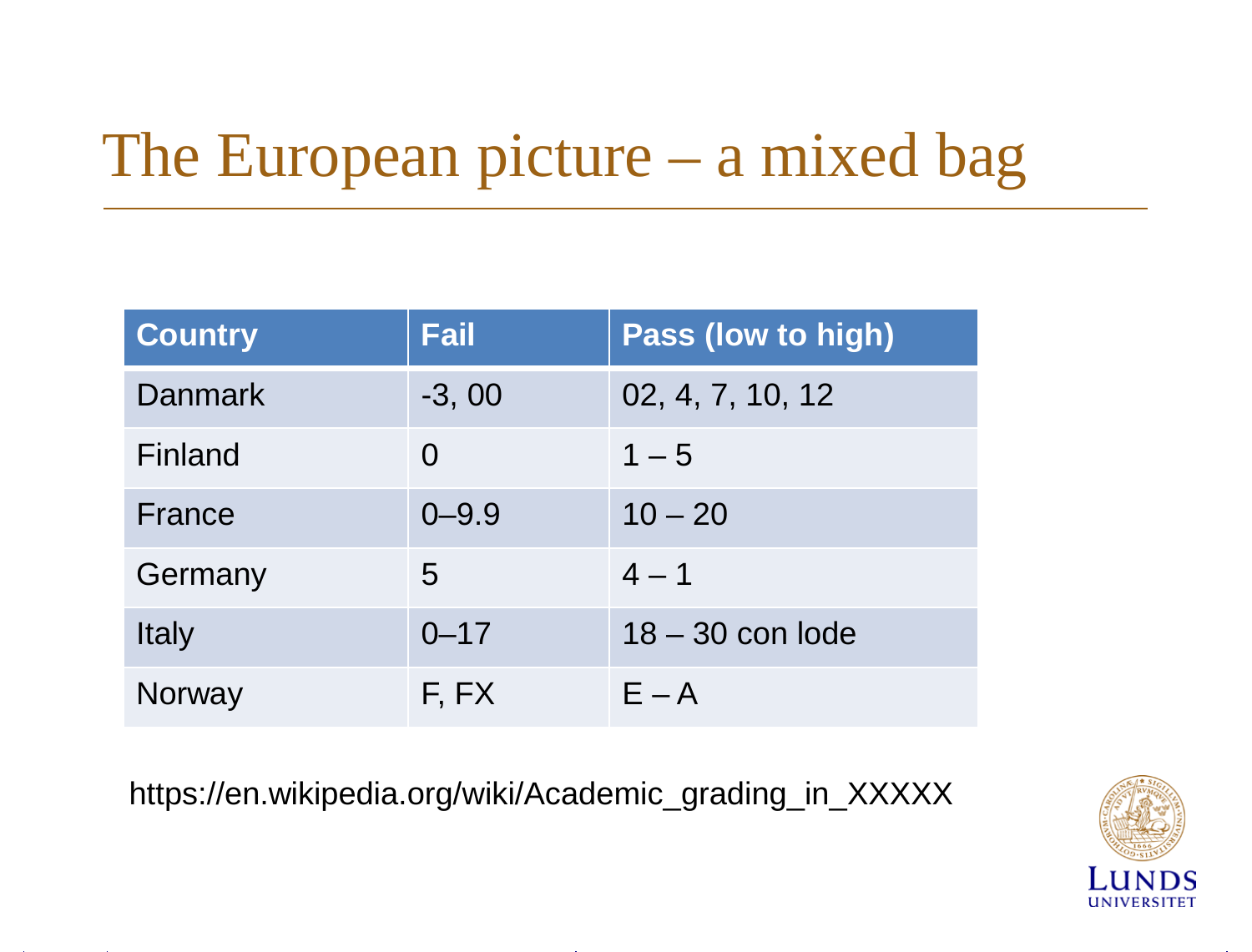# The European picture – a mixed bag

| Country | Fail | Pass (low to high) |
|---|---|---|
| Danmark | -3, 00 | 02, 4, 7, 10, 12 |
| Finland | 0 | 1 – 5 |
| France | 0–9.9 | 10 – 20 |
| Germany | 5 | 4 – 1 |
| Italy | 0–17 | 18 – 30 con lode |
| Norway | F, FX | E – A |

https://en.wikipedia.org/wiki/Academic_grading_in_XXXXX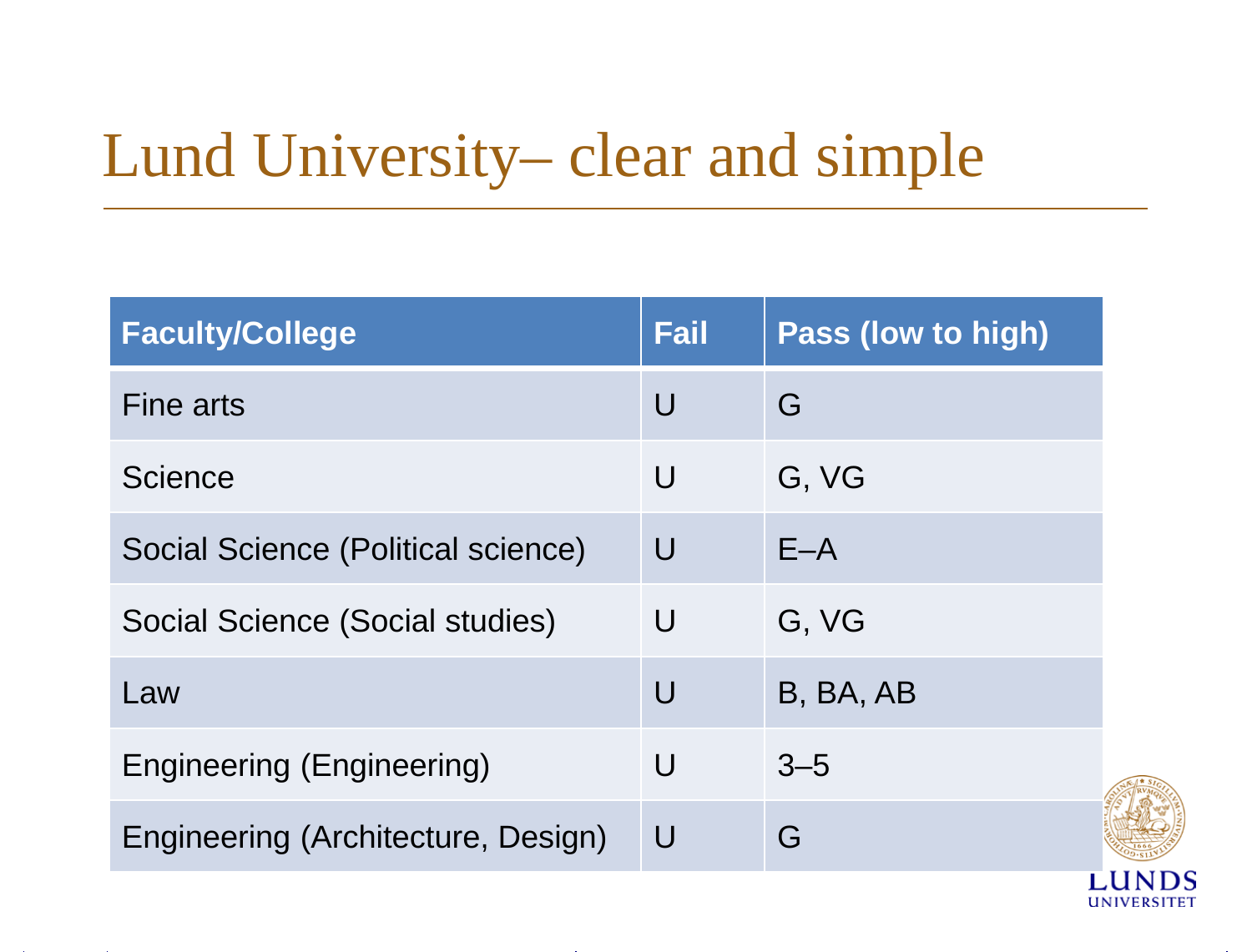# Lund University– clear and simple

| Faculty/College | Fail | Pass (low to high) |
| --- | --- | --- |
| Fine arts | U | G |
| Science | U | G, VG |
| Social Science (Political science) | U | E–A |
| Social Science (Social studies) | U | G, VG |
| Law | U | B, BA, AB |
| Engineering (Engineering) | U | 3–5 |
| Engineering (Architecture, Design) | U | G |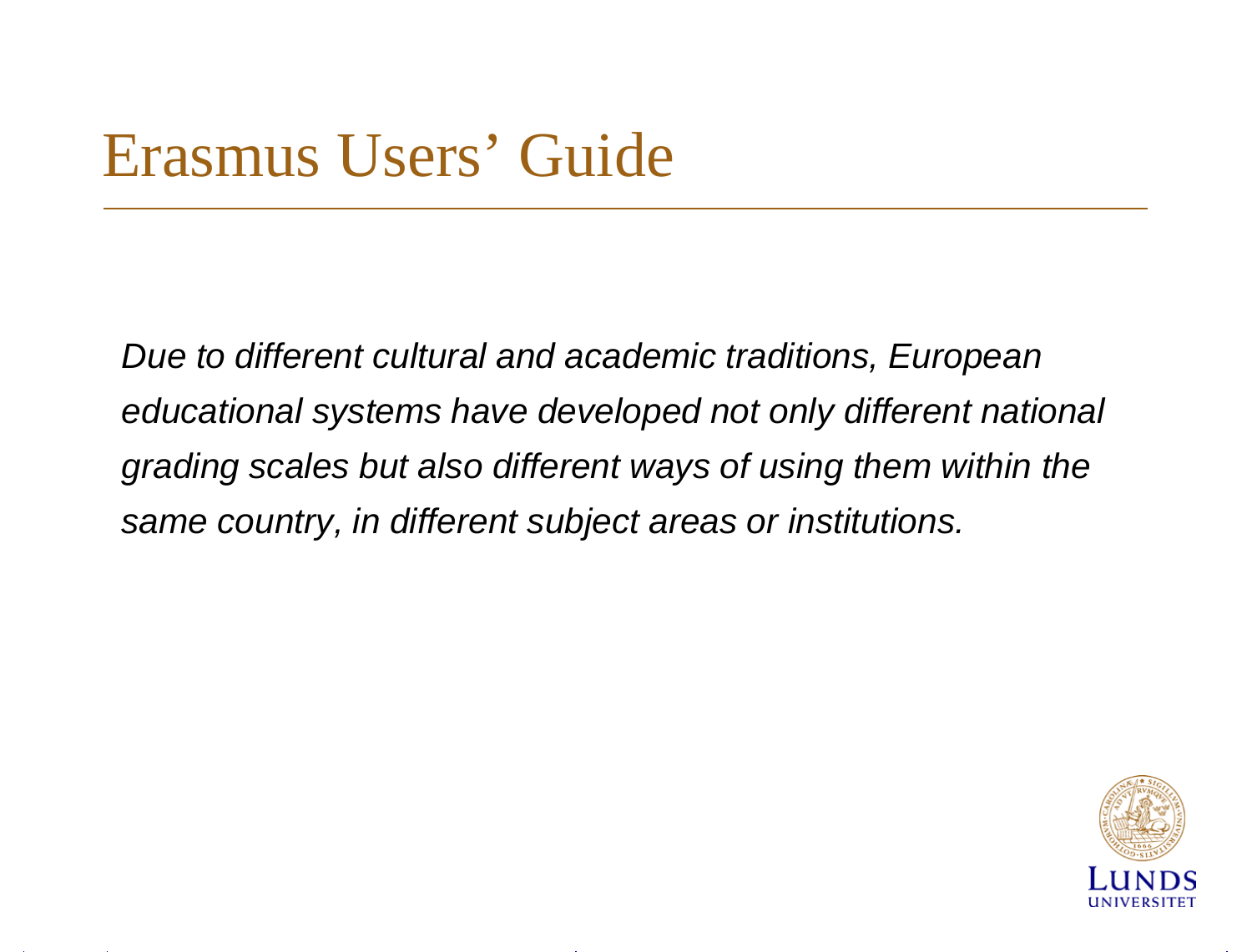# Erasmus Users’ Guide

*Due to different cultural and academic traditions, European educational systems have developed not only different national grading scales but also different ways of using them within the same country, in different subject areas or institutions.*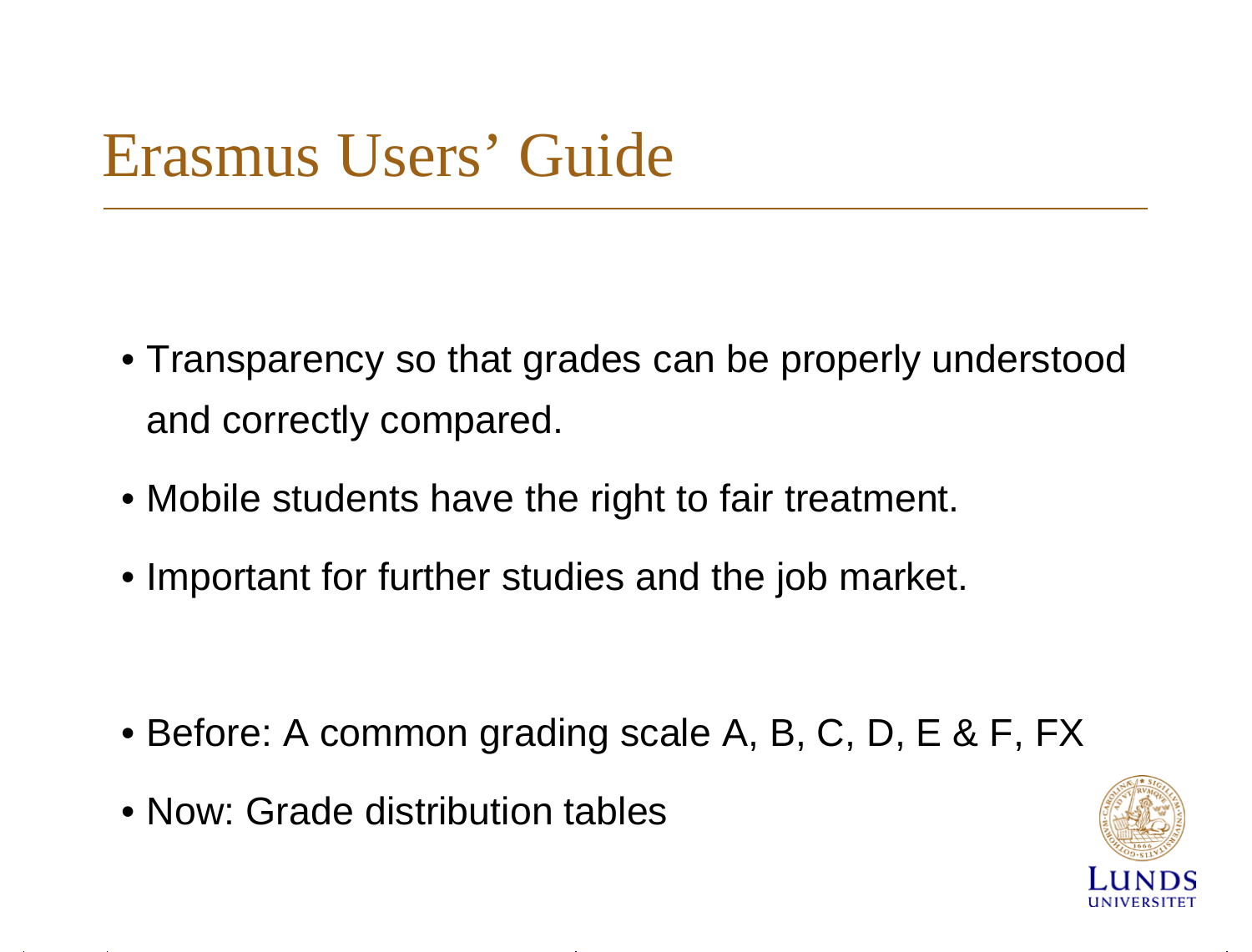# Erasmus Users' Guide

- Transparency so that grades can be properly understood and correctly compared.
- Mobile students have the right to fair treatment.
- Important for further studies and the job market.

- Before: A common grading scale A, B, C, D, E & F, FX
- Now: Grade distribution tables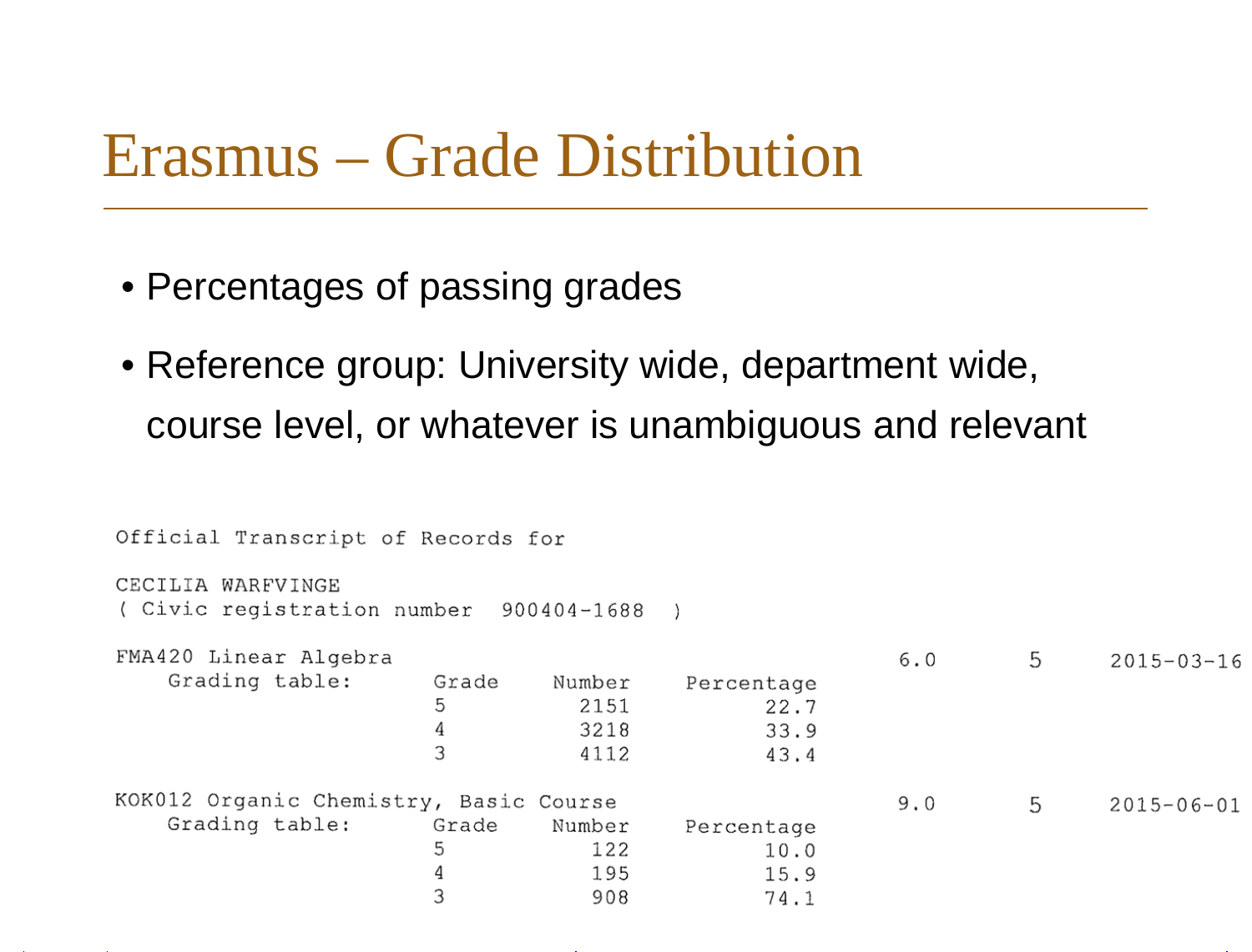# Erasmus – Grade Distribution

- Percentages of passing grades
- Reference group: University wide, department wide, course level, or whatever is unambiguous and relevant

```
Official Transcript of Records for

CECILIA WARFVINGE
( Civic registration number  900404-1688  )

FMA420 Linear Algebra                                         6.0      5     2015-03-16
    Grading table:      Grade     Number      Percentage
                        5          2151          22.7
                        4          3218          33.9
                        3          4112          43.4

KOK012 Organic Chemistry, Basic Course                        9.0      5     2015-06-01
    Grading table:      Grade     Number      Percentage
                        5           122          10.0
                        4           195          15.9
                        3           908          74.1
```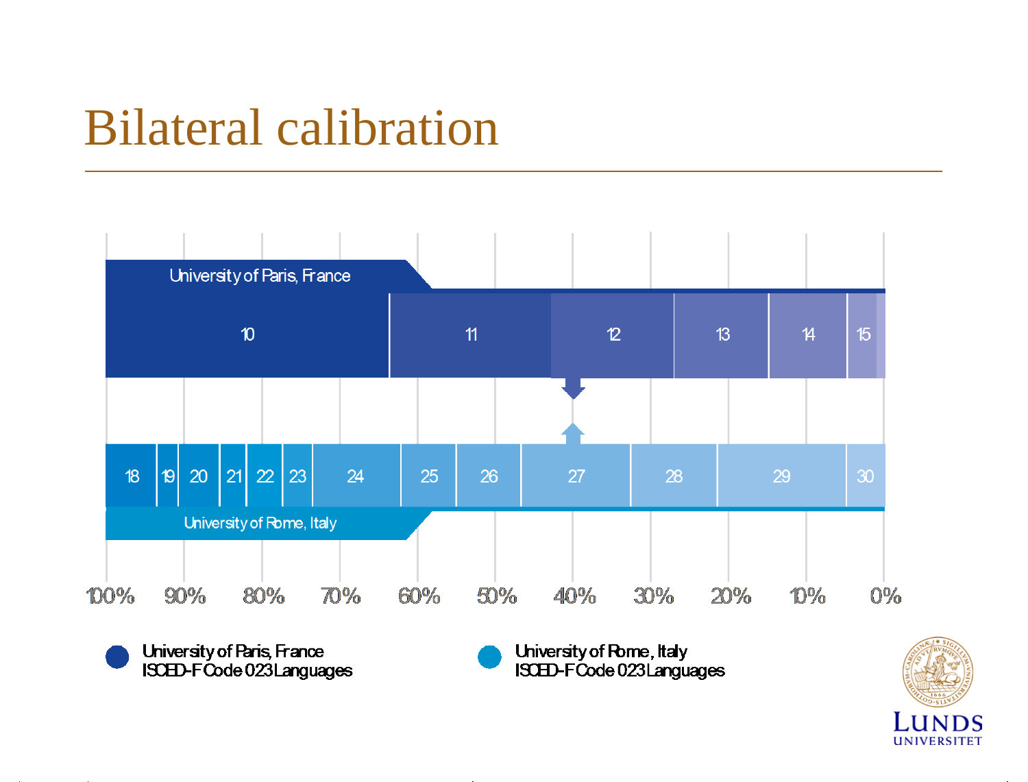# Bilateral calibration

University of Paris, France

10 | 11 | 12 | 13 | 14 | 15

18 | 19 | 20 | 21 | 22 | 23 | 24 | 25 | 26 | 27 | 28 | 29 | 30

University of Rome, Italy

100% 90% 80% 70% 60% 50% 40% 30% 20% 10% 0%

University of Paris, France
ISCED-F Code 023 Languages

University of Rome, Italy
ISCED-F Code 023 Languages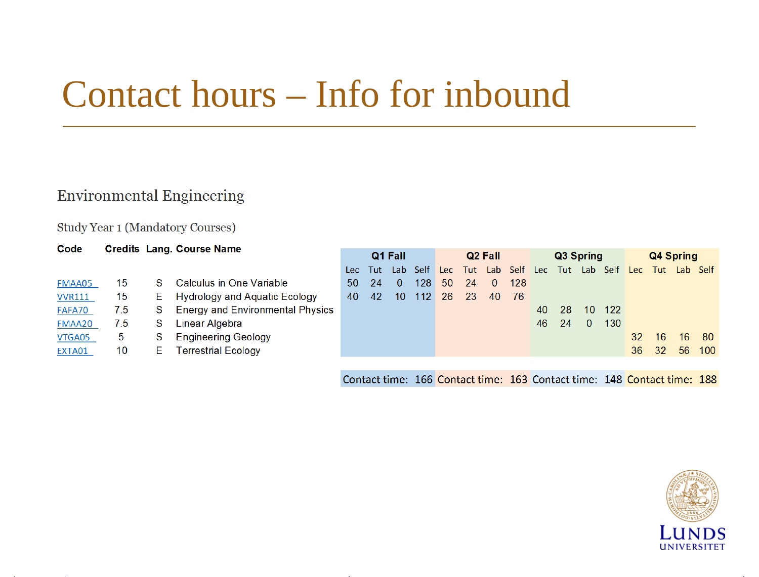# Contact hours – Info for inbound

## Environmental Engineering

### Study Year 1 (Mandatory Courses)

| Code | Credits | Lang. | Course Name | Q1 Fall | | | | Q2 Fall | | | | Q3 Spring | | | | Q4 Spring | | | |
|---|---|---|---|---|---|---|---|---|---|---|---|---|---|---|---|---|---|---|---|
| | | | | Lec | Tut | Lab | Self | Lec | Tut | Lab | Self | Lec | Tut | Lab | Self | Lec | Tut | Lab | Self |
| FMAA05 | 15 | S | Calculus in One Variable | 50 | 24 | 0 | 128 | 50 | 24 | 0 | 128 | | | | | | | | |
| VVR111 | 15 | E | Hydrology and Aquatic Ecology | 40 | 42 | 10 | 112 | 26 | 23 | 40 | 76 | | | | | | | | |
| FAFA70 | 7.5 | S | Energy and Environmental Physics | | | | | | | | | 40 | 28 | 10 | 122 | | | | |
| FMAA20 | 7.5 | S | Linear Algebra | | | | | | | | | 46 | 24 | 0 | 130 | | | | |
| VTGA05 | 5 | S | Engineering Geology | | | | | | | | | | | | | 32 | 16 | 16 | 80 |
| EXTA01 | 10 | E | Terrestrial Ecology | | | | | | | | | | | | | 36 | 32 | 56 | 100 |
| | | | | Contact time: | 166 | | | Contact time: | 163 | | | Contact time: | 148 | | | Contact time: | 188 | | |